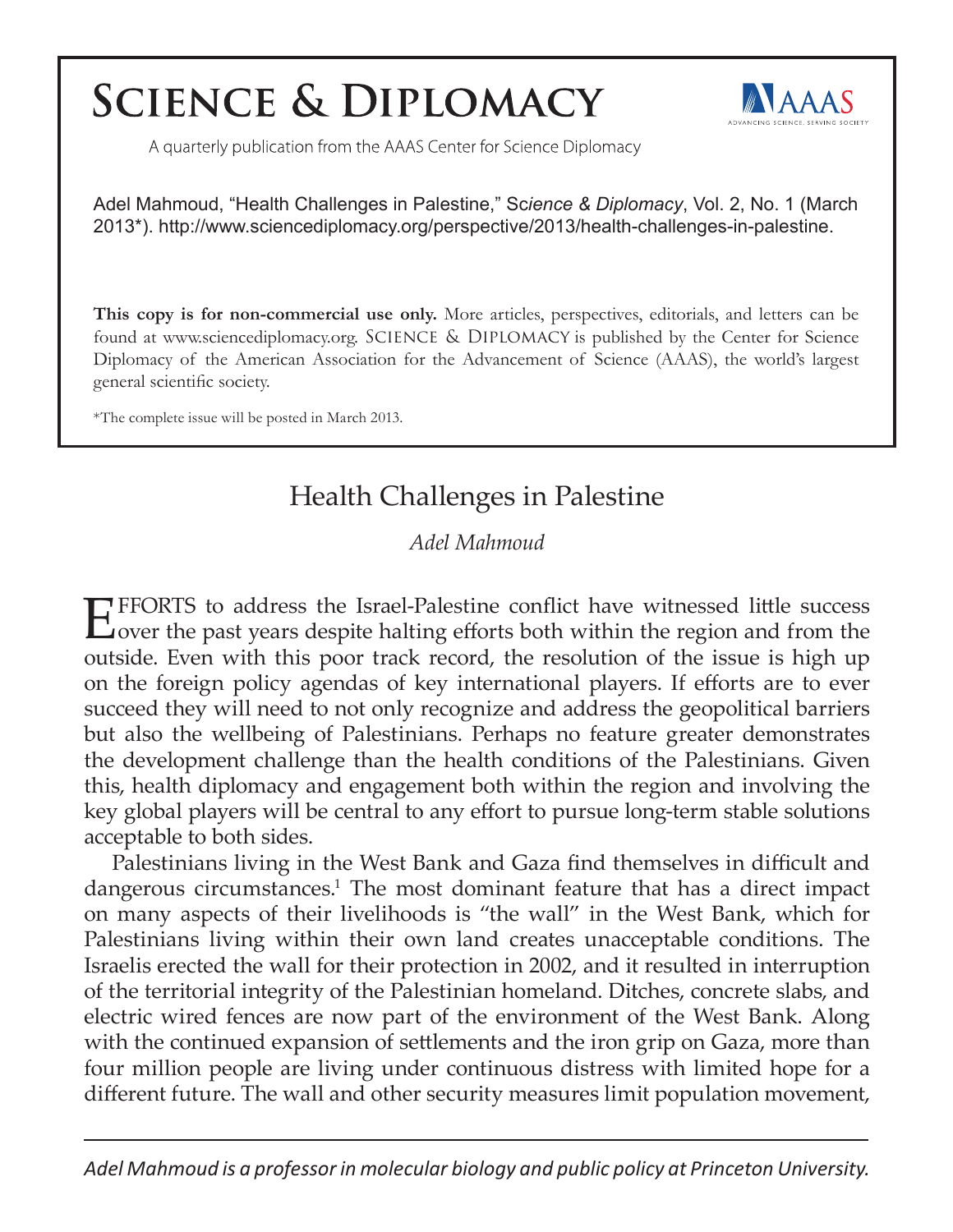# Science & Diplomacy

A quarterly publication from the AAAS Center for Science Diplomacy

Adel Mahmoud, "Health Challenges in Palestine," *Science & Diplomacy*, Vol. 2, No. 1 (March 2013*). http://www.sciencediplomacy.org/perspective/2013/health-challenges-in-palestine.

**This copy is for non-commercial use only.** More articles, perspectives, editorials, and letters can be found at www.sciencediplomacy.org. SCIENCE & DIPLOMACY is published by the Center for Science Diplomacy of the American Association for the Advancement of Science (AAAS), the world's largest general scientific society.

*The complete issue will be posted in March 2013.

## Health Challenges in Palestine

*Adel Mahmoud*

EFFORTS to address the Israel-Palestine conflict have witnessed little success over the past years despite halting efforts both within the region and from the outside. Even with this poor track record, the resolution of the issue is high up on the foreign policy agendas of key international players. If efforts are to ever succeed they will need to not only recognize and address the geopolitical barriers but also the wellbeing of Palestinians. Perhaps no feature greater demonstrates the development challenge than the health conditions of the Palestinians. Given this, health diplomacy and engagement both within the region and involving the key global players will be central to any effort to pursue long-term stable solutions acceptable to both sides.

Palestinians living in the West Bank and Gaza find themselves in difficult and dangerous circumstances.[1] The most dominant feature that has a direct impact on many aspects of their livelihoods is "the wall" in the West Bank, which for Palestinians living within their own land creates unacceptable conditions. The Israelis erected the wall for their protection in 2002, and it resulted in interruption of the territorial integrity of the Palestinian homeland. Ditches, concrete slabs, and electric wired fences are now part of the environment of the West Bank. Along with the continued expansion of settlements and the iron grip on Gaza, more than four million people are living under continuous distress with limited hope for a different future. The wall and other security measures limit population movement,

*Adel Mahmoud is a professor in molecular biology and public policy at Princeton University.*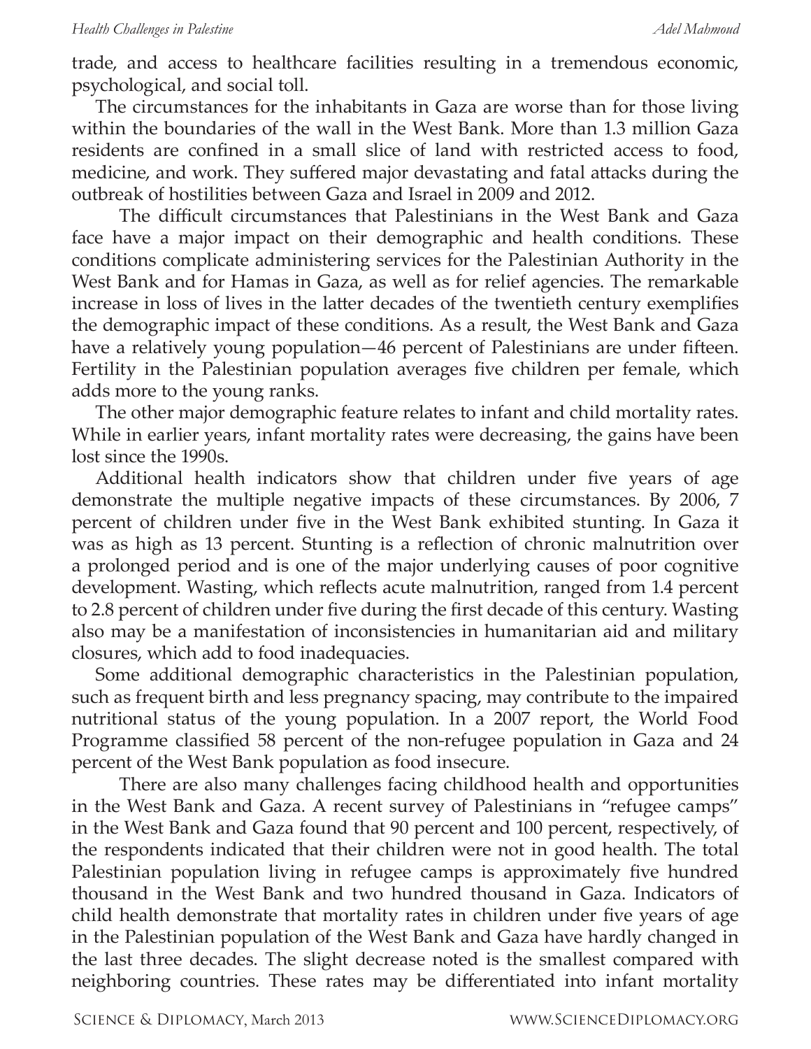trade, and access to healthcare facilities resulting in a tremendous economic, psychological, and social toll.

The circumstances for the inhabitants in Gaza are worse than for those living within the boundaries of the wall in the West Bank. More than 1.3 million Gaza residents are confined in a small slice of land with restricted access to food, medicine, and work. They suffered major devastating and fatal attacks during the outbreak of hostilities between Gaza and Israel in 2009 and 2012.

The difficult circumstances that Palestinians in the West Bank and Gaza face have a major impact on their demographic and health conditions. These conditions complicate administering services for the Palestinian Authority in the West Bank and for Hamas in Gaza, as well as for relief agencies. The remarkable increase in loss of lives in the latter decades of the twentieth century exemplifies the demographic impact of these conditions. As a result, the West Bank and Gaza have a relatively young population—46 percent of Palestinians are under fifteen. Fertility in the Palestinian population averages five children per female, which adds more to the young ranks.

The other major demographic feature relates to infant and child mortality rates. While in earlier years, infant mortality rates were decreasing, the gains have been lost since the 1990s.

Additional health indicators show that children under five years of age demonstrate the multiple negative impacts of these circumstances. By 2006, 7 percent of children under five in the West Bank exhibited stunting. In Gaza it was as high as 13 percent. Stunting is a reflection of chronic malnutrition over a prolonged period and is one of the major underlying causes of poor cognitive development. Wasting, which reflects acute malnutrition, ranged from 1.4 percent to 2.8 percent of children under five during the first decade of this century. Wasting also may be a manifestation of inconsistencies in humanitarian aid and military closures, which add to food inadequacies.

Some additional demographic characteristics in the Palestinian population, such as frequent birth and less pregnancy spacing, may contribute to the impaired nutritional status of the young population. In a 2007 report, the World Food Programme classified 58 percent of the non-refugee population in Gaza and 24 percent of the West Bank population as food insecure.

There are also many challenges facing childhood health and opportunities in the West Bank and Gaza. A recent survey of Palestinians in "refugee camps" in the West Bank and Gaza found that 90 percent and 100 percent, respectively, of the respondents indicated that their children were not in good health. The total Palestinian population living in refugee camps is approximately five hundred thousand in the West Bank and two hundred thousand in Gaza. Indicators of child health demonstrate that mortality rates in children under five years of age in the Palestinian population of the West Bank and Gaza have hardly changed in the last three decades. The slight decrease noted is the smallest compared with neighboring countries. These rates may be differentiated into infant mortality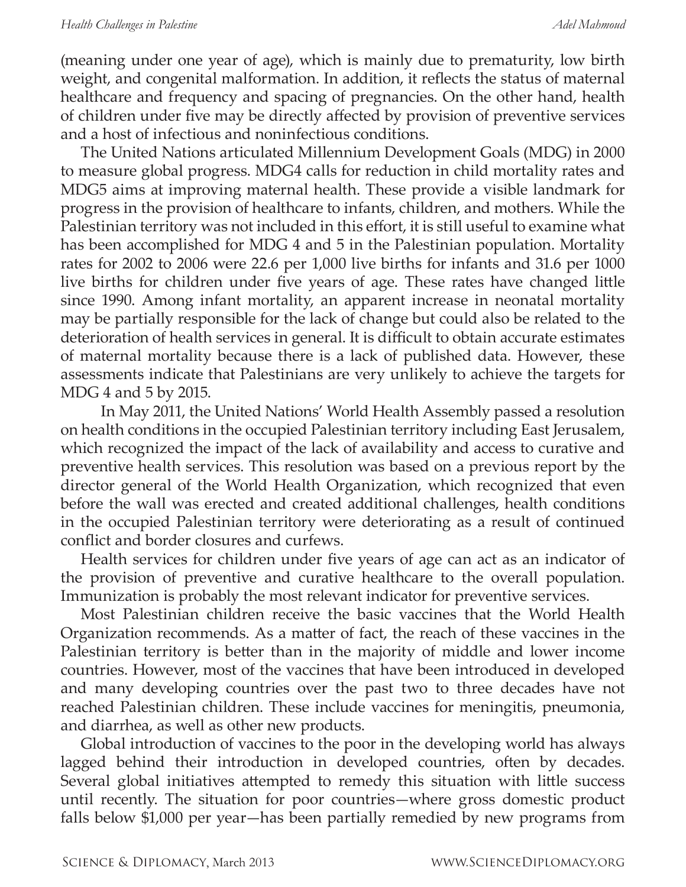(meaning under one year of age), which is mainly due to prematurity, low birth weight, and congenital malformation. In addition, it reflects the status of maternal healthcare and frequency and spacing of pregnancies. On the other hand, health of children under five may be directly affected by provision of preventive services and a host of infectious and noninfectious conditions.

The United Nations articulated Millennium Development Goals (MDG) in 2000 to measure global progress. MDG4 calls for reduction in child mortality rates and MDG5 aims at improving maternal health. These provide a visible landmark for progress in the provision of healthcare to infants, children, and mothers. While the Palestinian territory was not included in this effort, it is still useful to examine what has been accomplished for MDG 4 and 5 in the Palestinian population. Mortality rates for 2002 to 2006 were 22.6 per 1,000 live births for infants and 31.6 per 1000 live births for children under five years of age. These rates have changed little since 1990. Among infant mortality, an apparent increase in neonatal mortality may be partially responsible for the lack of change but could also be related to the deterioration of health services in general. It is difficult to obtain accurate estimates of maternal mortality because there is a lack of published data. However, these assessments indicate that Palestinians are very unlikely to achieve the targets for MDG 4 and 5 by 2015.

In May 2011, the United Nations' World Health Assembly passed a resolution on health conditions in the occupied Palestinian territory including East Jerusalem, which recognized the impact of the lack of availability and access to curative and preventive health services. This resolution was based on a previous report by the director general of the World Health Organization, which recognized that even before the wall was erected and created additional challenges, health conditions in the occupied Palestinian territory were deteriorating as a result of continued conflict and border closures and curfews.

Health services for children under five years of age can act as an indicator of the provision of preventive and curative healthcare to the overall population. Immunization is probably the most relevant indicator for preventive services.

Most Palestinian children receive the basic vaccines that the World Health Organization recommends. As a matter of fact, the reach of these vaccines in the Palestinian territory is better than in the majority of middle and lower income countries. However, most of the vaccines that have been introduced in developed and many developing countries over the past two to three decades have not reached Palestinian children. These include vaccines for meningitis, pneumonia, and diarrhea, as well as other new products.

Global introduction of vaccines to the poor in the developing world has always lagged behind their introduction in developed countries, often by decades. Several global initiatives attempted to remedy this situation with little success until recently. The situation for poor countries—where gross domestic product falls below $1,000 per year—has been partially remedied by new programs from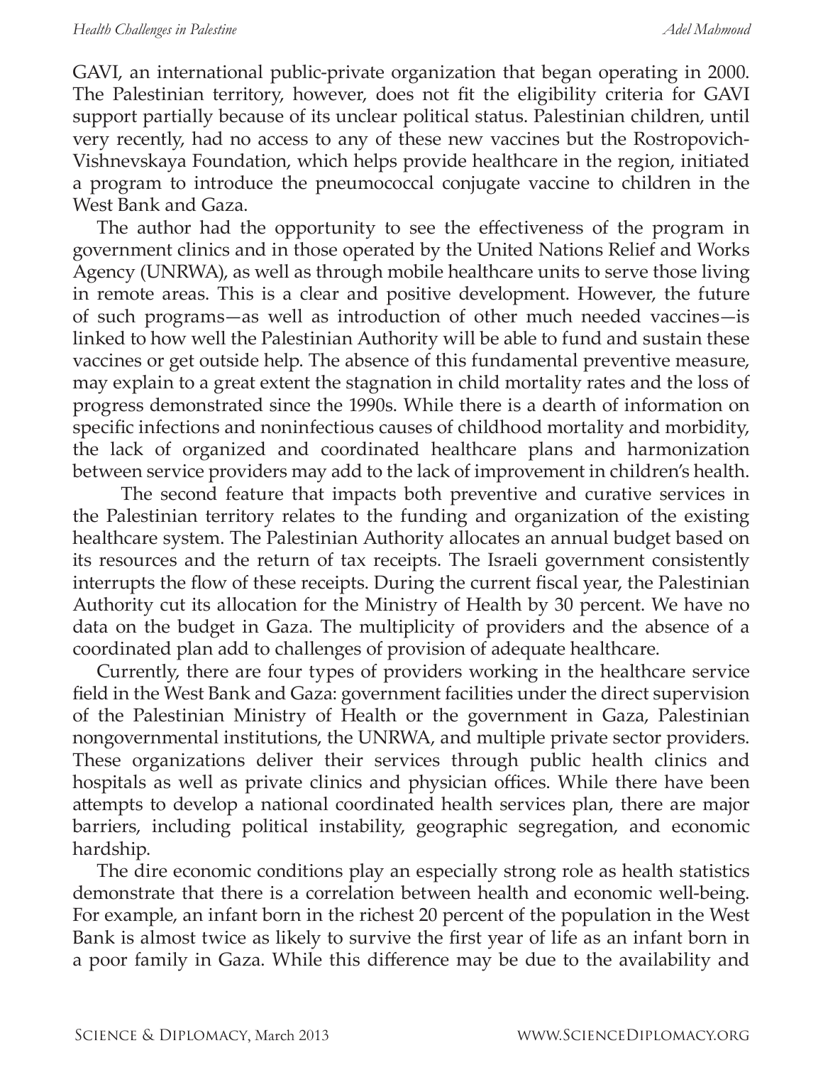GAVI, an international public-private organization that began operating in 2000. The Palestinian territory, however, does not fit the eligibility criteria for GAVI support partially because of its unclear political status. Palestinian children, until very recently, had no access to any of these new vaccines but the Rostropovich-Vishnevskaya Foundation, which helps provide healthcare in the region, initiated a program to introduce the pneumococcal conjugate vaccine to children in the West Bank and Gaza.

The author had the opportunity to see the effectiveness of the program in government clinics and in those operated by the United Nations Relief and Works Agency (UNRWA), as well as through mobile healthcare units to serve those living in remote areas. This is a clear and positive development. However, the future of such programs—as well as introduction of other much needed vaccines—is linked to how well the Palestinian Authority will be able to fund and sustain these vaccines or get outside help. The absence of this fundamental preventive measure, may explain to a great extent the stagnation in child mortality rates and the loss of progress demonstrated since the 1990s. While there is a dearth of information on specific infections and noninfectious causes of childhood mortality and morbidity, the lack of organized and coordinated healthcare plans and harmonization between service providers may add to the lack of improvement in children's health.

The second feature that impacts both preventive and curative services in the Palestinian territory relates to the funding and organization of the existing healthcare system. The Palestinian Authority allocates an annual budget based on its resources and the return of tax receipts. The Israeli government consistently interrupts the flow of these receipts. During the current fiscal year, the Palestinian Authority cut its allocation for the Ministry of Health by 30 percent. We have no data on the budget in Gaza. The multiplicity of providers and the absence of a coordinated plan add to challenges of provision of adequate healthcare.

Currently, there are four types of providers working in the healthcare service field in the West Bank and Gaza: government facilities under the direct supervision of the Palestinian Ministry of Health or the government in Gaza, Palestinian nongovernmental institutions, the UNRWA, and multiple private sector providers. These organizations deliver their services through public health clinics and hospitals as well as private clinics and physician offices. While there have been attempts to develop a national coordinated health services plan, there are major barriers, including political instability, geographic segregation, and economic hardship.

The dire economic conditions play an especially strong role as health statistics demonstrate that there is a correlation between health and economic well-being. For example, an infant born in the richest 20 percent of the population in the West Bank is almost twice as likely to survive the first year of life as an infant born in a poor family in Gaza. While this difference may be due to the availability and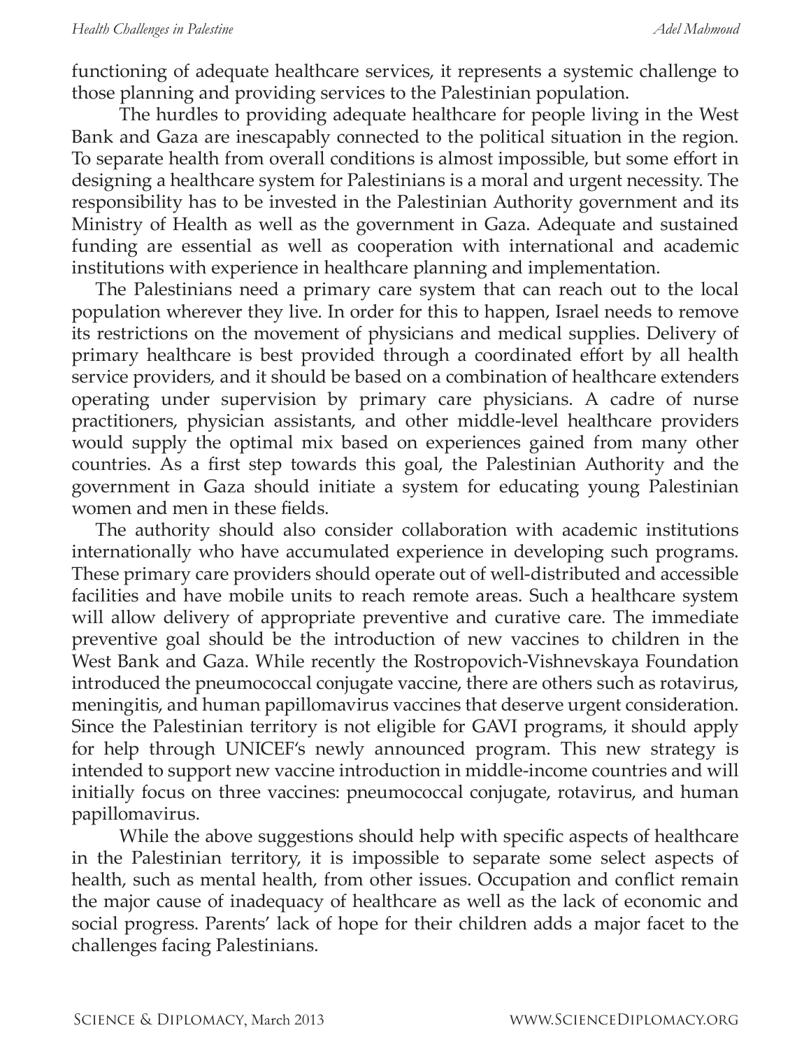functioning of adequate healthcare services, it represents a systemic challenge to those planning and providing services to the Palestinian population.

The hurdles to providing adequate healthcare for people living in the West Bank and Gaza are inescapably connected to the political situation in the region. To separate health from overall conditions is almost impossible, but some effort in designing a healthcare system for Palestinians is a moral and urgent necessity. The responsibility has to be invested in the Palestinian Authority government and its Ministry of Health as well as the government in Gaza. Adequate and sustained funding are essential as well as cooperation with international and academic institutions with experience in healthcare planning and implementation.

The Palestinians need a primary care system that can reach out to the local population wherever they live. In order for this to happen, Israel needs to remove its restrictions on the movement of physicians and medical supplies. Delivery of primary healthcare is best provided through a coordinated effort by all health service providers, and it should be based on a combination of healthcare extenders operating under supervision by primary care physicians. A cadre of nurse practitioners, physician assistants, and other middle-level healthcare providers would supply the optimal mix based on experiences gained from many other countries. As a first step towards this goal, the Palestinian Authority and the government in Gaza should initiate a system for educating young Palestinian women and men in these fields.

The authority should also consider collaboration with academic institutions internationally who have accumulated experience in developing such programs. These primary care providers should operate out of well-distributed and accessible facilities and have mobile units to reach remote areas. Such a healthcare system will allow delivery of appropriate preventive and curative care. The immediate preventive goal should be the introduction of new vaccines to children in the West Bank and Gaza. While recently the Rostropovich-Vishnevskaya Foundation introduced the pneumococcal conjugate vaccine, there are others such as rotavirus, meningitis, and human papillomavirus vaccines that deserve urgent consideration. Since the Palestinian territory is not eligible for GAVI programs, it should apply for help through UNICEF's newly announced program. This new strategy is intended to support new vaccine introduction in middle-income countries and will initially focus on three vaccines: pneumococcal conjugate, rotavirus, and human papillomavirus.

While the above suggestions should help with specific aspects of healthcare in the Palestinian territory, it is impossible to separate some select aspects of health, such as mental health, from other issues. Occupation and conflict remain the major cause of inadequacy of healthcare as well as the lack of economic and social progress. Parents' lack of hope for their children adds a major facet to the challenges facing Palestinians.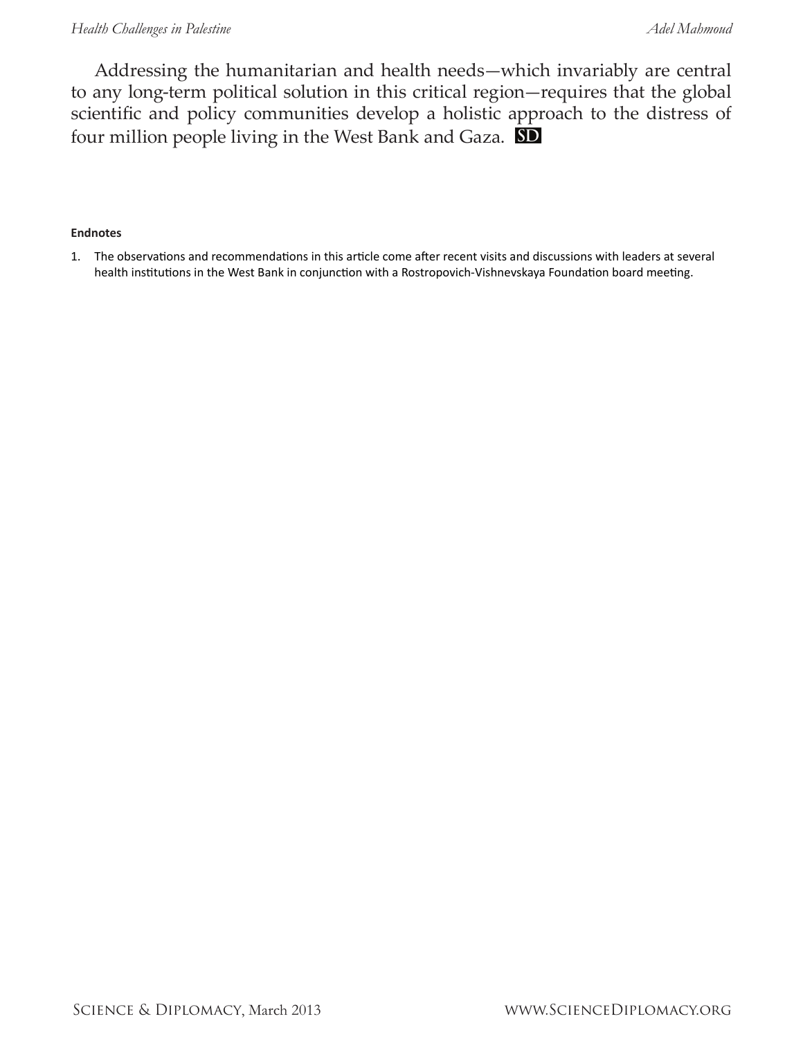Addressing the humanitarian and health needs—which invariably are central to any long-term political solution in this critical region—requires that the global scientific and policy communities develop a holistic approach to the distress of four million people living in the West Bank and Gaza. SD

**Endnotes**

1. The observations and recommendations in this article come after recent visits and discussions with leaders at several health institutions in the West Bank in conjunction with a Rostropovich-Vishnevskaya Foundation board meeting.